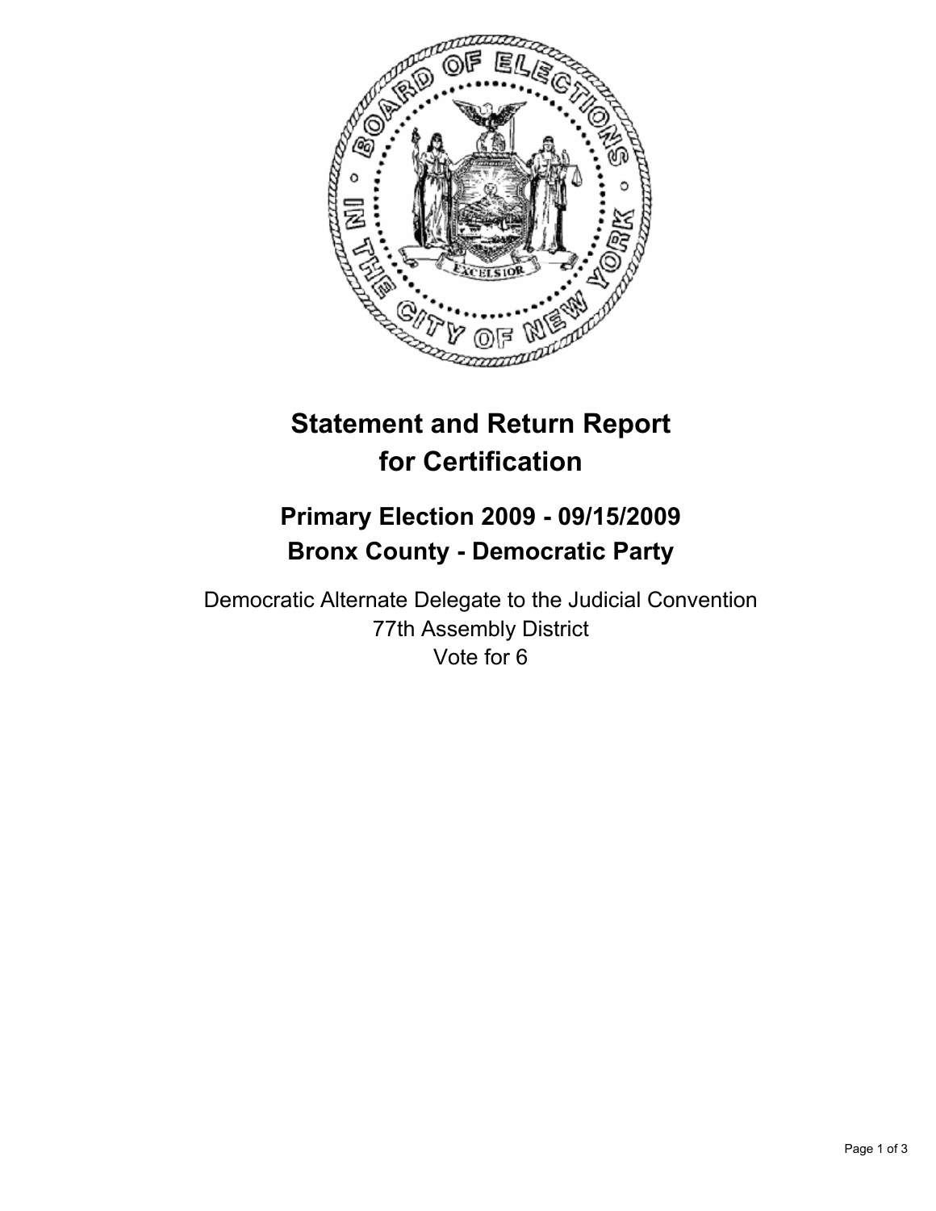# Statement and Return Report for Certification

## Primary Election 2009 - 09/15/2009
## Bronx County - Democratic Party

Democratic Alternate Delegate to the Judicial Convention
77th Assembly District
Vote for 6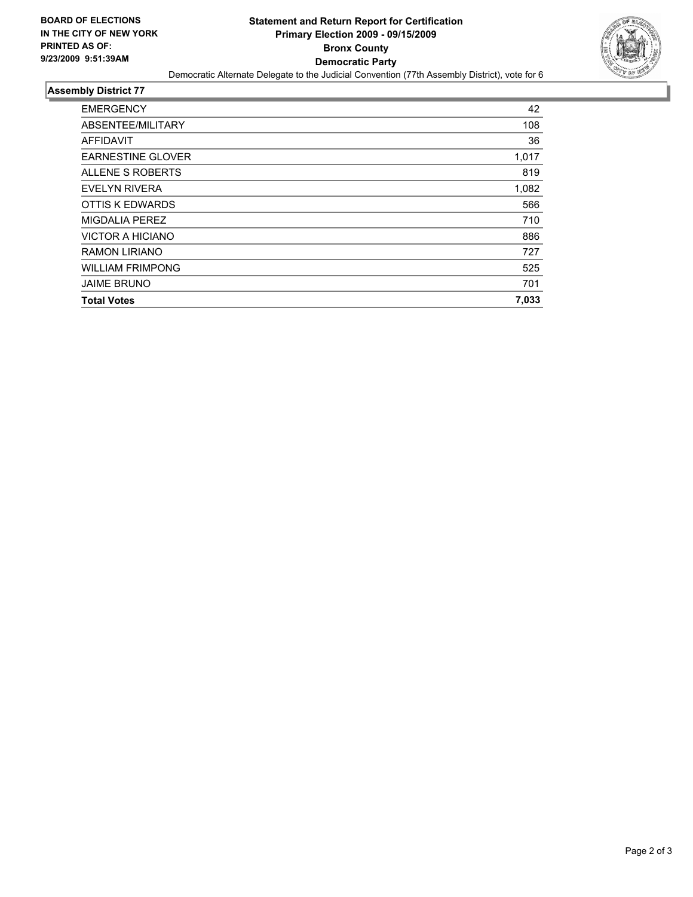**BOARD OF ELECTIONS IN THE CITY OF NEW YORK PRINTED AS OF: 9/23/2009 9:51:39AM**

# Statement and Return Report for Certification
## Primary Election 2009 - 09/15/2009
## Bronx County
## Democratic Party

Democratic Alternate Delegate to the Judicial Convention (77th Assembly District), vote for 6

### Assembly District 77

| | |
|---|---|
| EMERGENCY | 42 |
| ABSENTEE/MILITARY | 108 |
| AFFIDAVIT | 36 |
| EARNESTINE GLOVER | 1,017 |
| ALLENE S ROBERTS | 819 |
| EVELYN RIVERA | 1,082 |
| OTTIS K EDWARDS | 566 |
| MIGDALIA PEREZ | 710 |
| VICTOR A HICIANO | 886 |
| RAMON LIRIANO | 727 |
| WILLIAM FRIMPONG | 525 |
| JAIME BRUNO | 701 |
| **Total Votes** | **7,033** |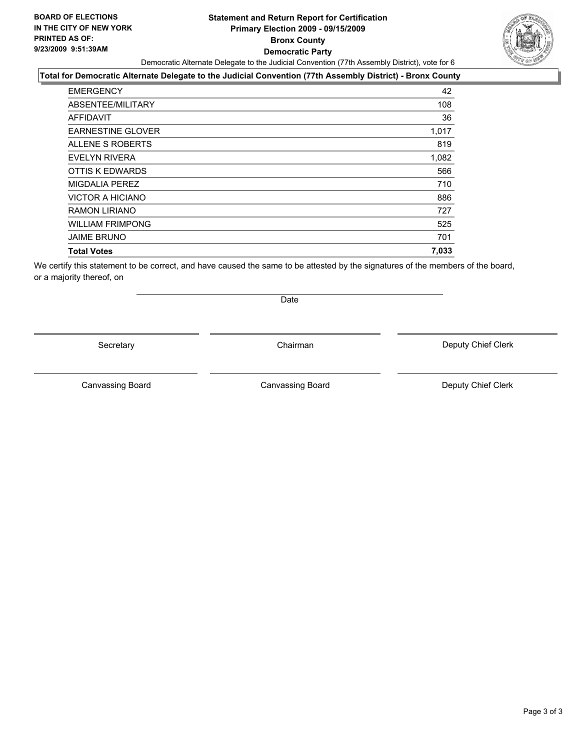**BOARD OF ELECTIONS IN THE CITY OF NEW YORK PRINTED AS OF: 9/23/2009 9:51:39AM**

# Statement and Return Report for Certification
## Primary Election 2009 - 09/15/2009
## Bronx County
## Democratic Party

Democratic Alternate Delegate to the Judicial Convention (77th Assembly District), vote for 6

**Total for Democratic Alternate Delegate to the Judicial Convention (77th Assembly District) - Bronx County**

| | |
|---|---|
| EMERGENCY | 42 |
| ABSENTEE/MILITARY | 108 |
| AFFIDAVIT | 36 |
| EARNESTINE GLOVER | 1,017 |
| ALLENE S ROBERTS | 819 |
| EVELYN RIVERA | 1,082 |
| OTTIS K EDWARDS | 566 |
| MIGDALIA PEREZ | 710 |
| VICTOR A HICIANO | 886 |
| RAMON LIRIANO | 727 |
| WILLIAM FRIMPONG | 525 |
| JAIME BRUNO | 701 |
| **Total Votes** | **7,033** |

We certify this statement to be correct, and have caused the same to be attested by the signatures of the members of the board, or a majority thereof, on

Date

Secretary | Chairman | Deputy Chief Clerk

Canvassing Board | Canvassing Board | Deputy Chief Clerk